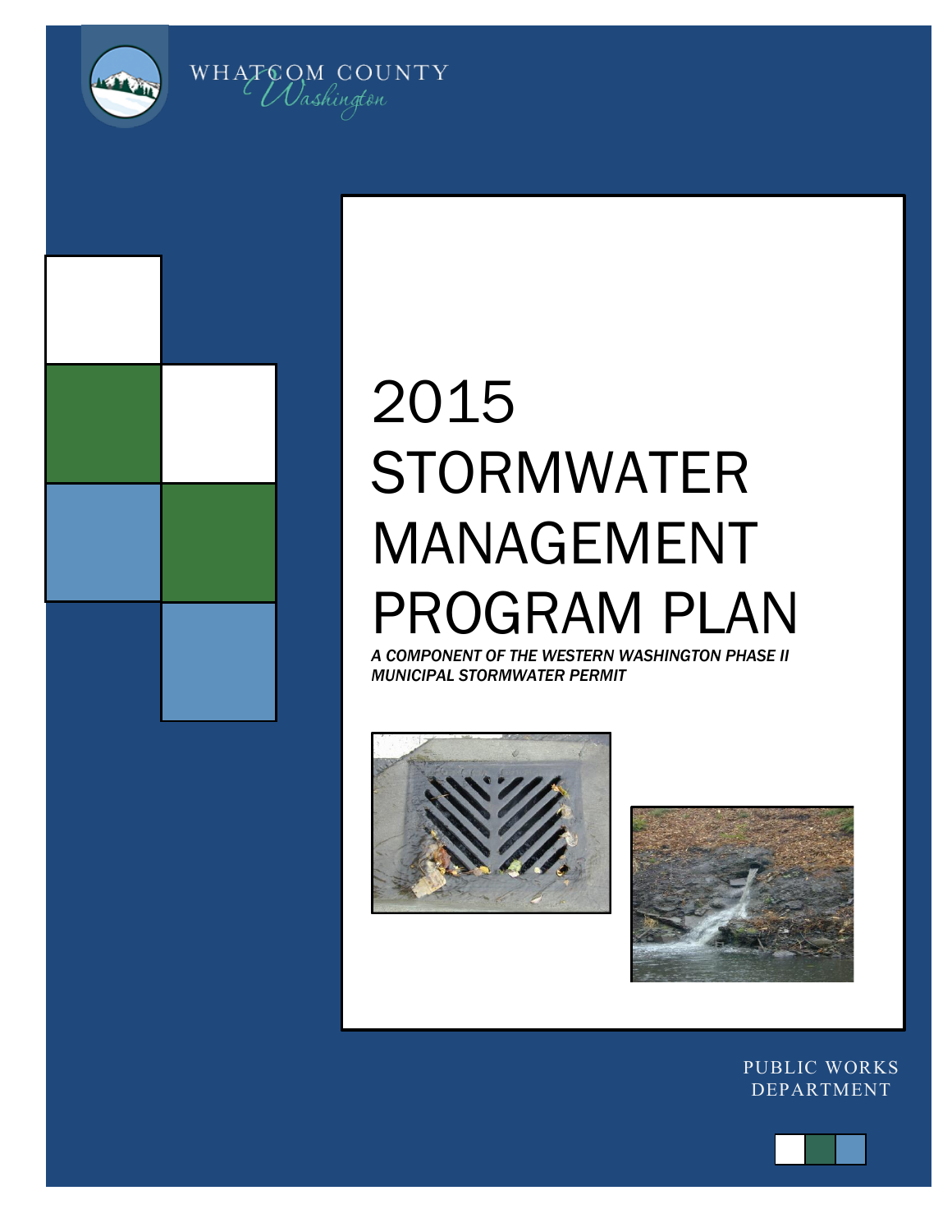WHATCOM COUNTY
Washington

# 2015 STORMWATER MANAGEMENT PROGRAM PLAN

*A COMPONENT OF THE WESTERN WASHINGTON PHASE II MUNICIPAL STORMWATER PERMIT*

PUBLIC WORKS DEPARTMENT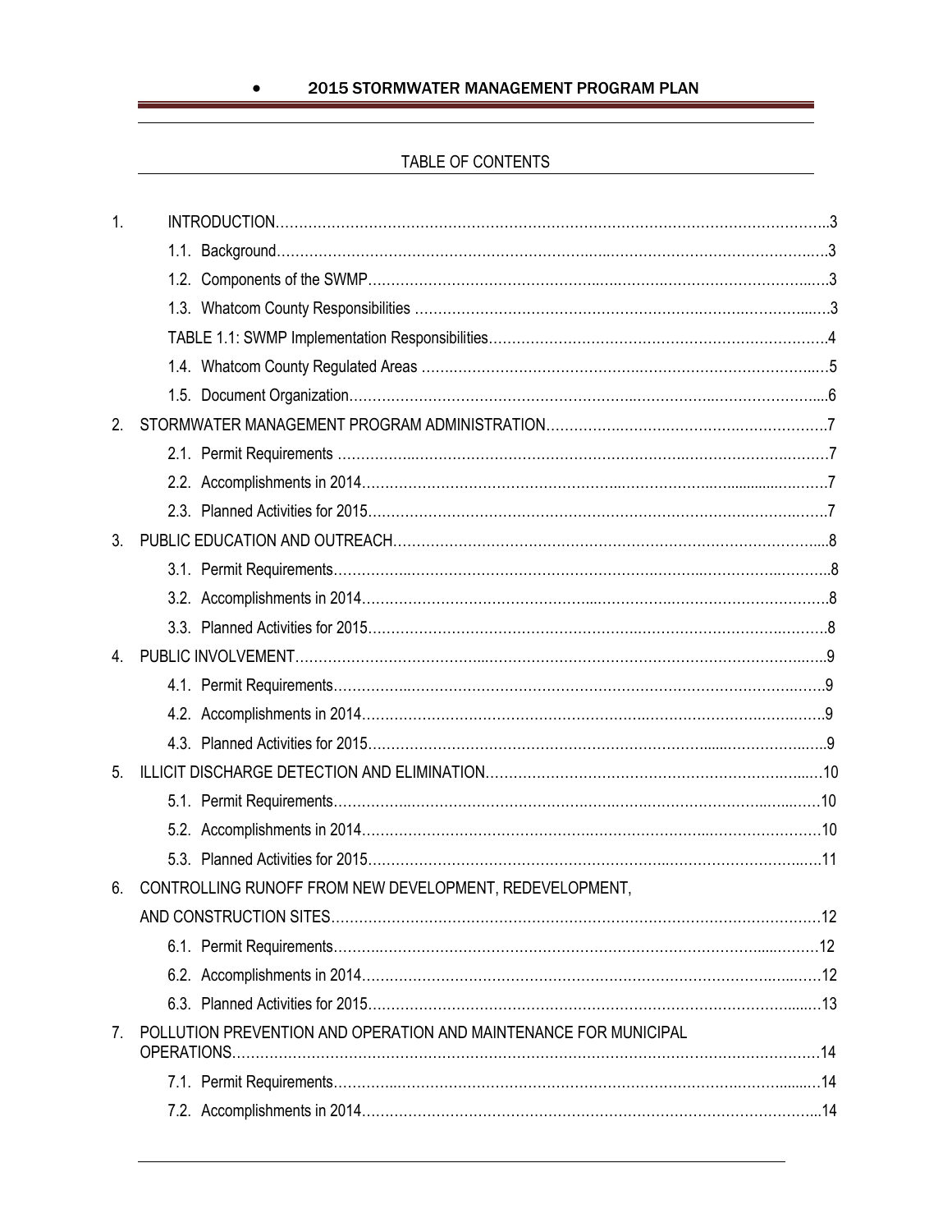## TABLE OF CONTENTS

1. INTRODUCTION .....3
   - 1.1. Background .....3
   - 1.2. Components of the SWMP .....3
   - 1.3. Whatcom County Responsibilities .....3
   - TABLE 1.1: SWMP Implementation Responsibilities .....4
   - 1.4. Whatcom County Regulated Areas .....5
   - 1.5. Document Organization .....6
2. STORMWATER MANAGEMENT PROGRAM ADMINISTRATION .....7
   - 2.1. Permit Requirements .....7
   - 2.2. Accomplishments in 2014 .....7
   - 2.3. Planned Activities for 2015 .....7
3. PUBLIC EDUCATION AND OUTREACH .....8
   - 3.1. Permit Requirements .....8
   - 3.2. Accomplishments in 2014 .....8
   - 3.3. Planned Activities for 2015 .....8
4. PUBLIC INVOLVEMENT .....9
   - 4.1. Permit Requirements .....9
   - 4.2. Accomplishments in 2014 .....9
   - 4.3. Planned Activities for 2015 .....9
5. ILLICIT DISCHARGE DETECTION AND ELIMINATION .....10
   - 5.1. Permit Requirements .....10
   - 5.2. Accomplishments in 2014 .....10
   - 5.3. Planned Activities for 2015 .....11
6. CONTROLLING RUNOFF FROM NEW DEVELOPMENT, REDEVELOPMENT, AND CONSTRUCTION SITES .....12
   - 6.1. Permit Requirements .....12
   - 6.2. Accomplishments in 2014 .....12
   - 6.3. Planned Activities for 2015 .....13
7. POLLUTION PREVENTION AND OPERATION AND MAINTENANCE FOR MUNICIPAL OPERATIONS .....14
   - 7.1. Permit Requirements .....14
   - 7.2. Accomplishments in 2014 .....14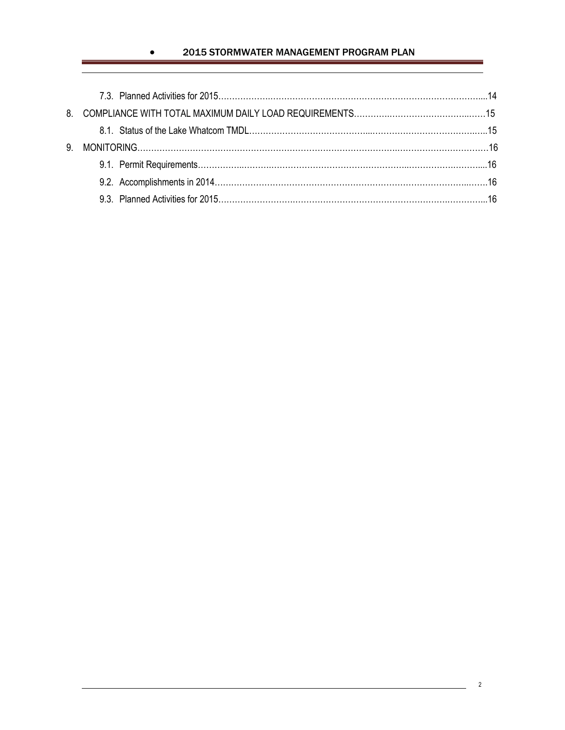7.3. Planned Activities for 2015……………………………………………………………………………………...14

8. COMPLIANCE WITH TOTAL MAXIMUM DAILY LOAD REQUIREMENTS……………………………………………15

8.1. Status of the Lake Whatcom TMDL…………………………………………………………………………………..15

9. MONITORING…………………………………………………………………………………………………………………16

9.1. Permit Requirements……………………………………………………………………………………………….....16

9.2. Accomplishments in 2014………………………………………………………………………………………….…16

9.3. Planned Activities for 2015……………………………………………………………………………………………..16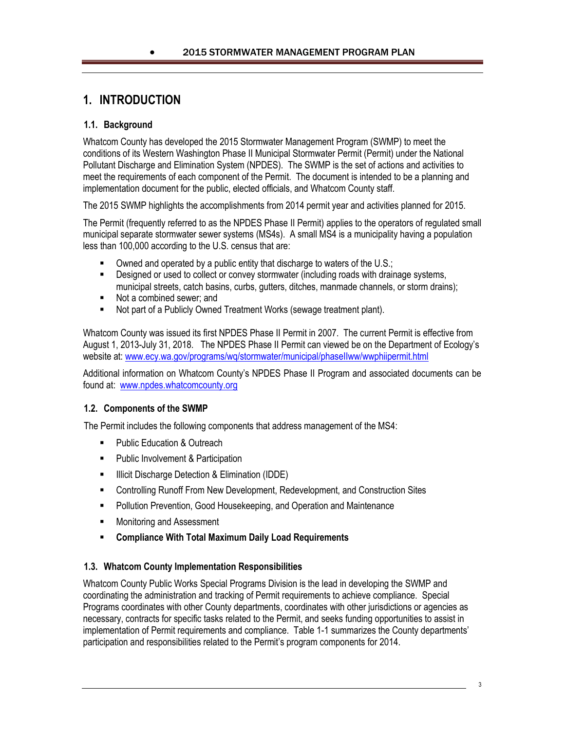# 1. INTRODUCTION

## 1.1. Background

Whatcom County has developed the 2015 Stormwater Management Program (SWMP) to meet the conditions of its Western Washington Phase II Municipal Stormwater Permit (Permit) under the National Pollutant Discharge and Elimination System (NPDES). The SWMP is the set of actions and activities to meet the requirements of each component of the Permit. The document is intended to be a planning and implementation document for the public, elected officials, and Whatcom County staff.

The 2015 SWMP highlights the accomplishments from 2014 permit year and activities planned for 2015.

The Permit (frequently referred to as the NPDES Phase II Permit) applies to the operators of regulated small municipal separate stormwater sewer systems (MS4s). A small MS4 is a municipality having a population less than 100,000 according to the U.S. census that are:

- Owned and operated by a public entity that discharge to waters of the U.S.;
- Designed or used to collect or convey stormwater (including roads with drainage systems, municipal streets, catch basins, curbs, gutters, ditches, manmade channels, or storm drains);
- Not a combined sewer; and
- Not part of a Publicly Owned Treatment Works (sewage treatment plant).

Whatcom County was issued its first NPDES Phase II Permit in 2007. The current Permit is effective from August 1, 2013-July 31, 2018. The NPDES Phase II Permit can viewed be on the Department of Ecology's website at: www.ecy.wa.gov/programs/wq/stormwater/municipal/phaseIIww/wwphiipermit.html

Additional information on Whatcom County's NPDES Phase II Program and associated documents can be found at: www.npdes.whatcomcounty.org

## 1.2. Components of the SWMP

The Permit includes the following components that address management of the MS4:

- Public Education & Outreach
- Public Involvement & Participation
- Illicit Discharge Detection & Elimination (IDDE)
- Controlling Runoff From New Development, Redevelopment, and Construction Sites
- Pollution Prevention, Good Housekeeping, and Operation and Maintenance
- Monitoring and Assessment
- **Compliance With Total Maximum Daily Load Requirements**

## 1.3. Whatcom County Implementation Responsibilities

Whatcom County Public Works Special Programs Division is the lead in developing the SWMP and coordinating the administration and tracking of Permit requirements to achieve compliance. Special Programs coordinates with other County departments, coordinates with other jurisdictions or agencies as necessary, contracts for specific tasks related to the Permit, and seeks funding opportunities to assist in implementation of Permit requirements and compliance. Table 1-1 summarizes the County departments' participation and responsibilities related to the Permit's program components for 2014.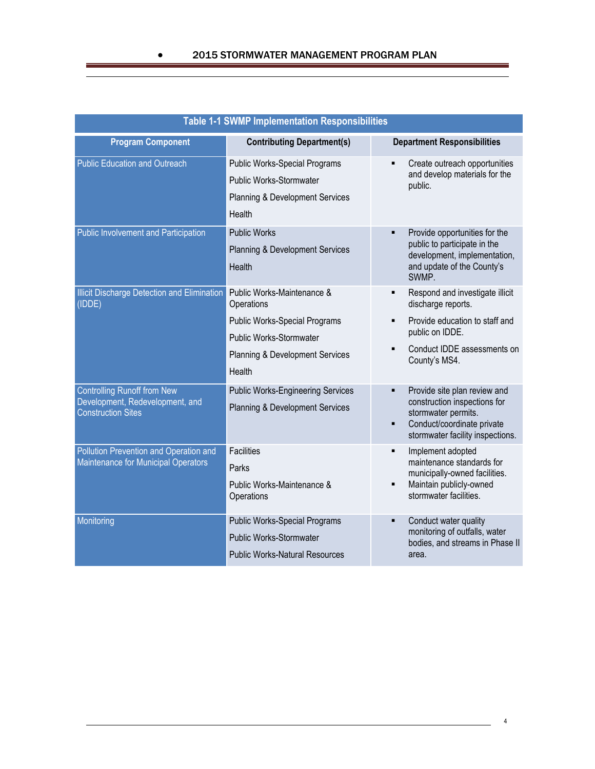| Program Component | Contributing Department(s) | Department Responsibilities |
|---|---|---|
| Public Education and Outreach | Public Works-Special Programs<br>Public Works-Stormwater<br>Planning & Development Services<br>Health | ▪ Create outreach opportunities and develop materials for the public. |
| Public Involvement and Participation | Public Works<br>Planning & Development Services<br>Health | ▪ Provide opportunities for the public to participate in the development, implementation, and update of the County's SWMP. |
| Illicit Discharge Detection and Elimination (IDDE) | Public Works-Maintenance & Operations<br>Public Works-Special Programs<br>Public Works-Stormwater<br>Planning & Development Services<br>Health | ▪ Respond and investigate illicit discharge reports.<br>▪ Provide education to staff and public on IDDE.<br>▪ Conduct IDDE assessments on County's MS4. |
| Controlling Runoff from New Development, Redevelopment, and Construction Sites | Public Works-Engineering Services<br>Planning & Development Services | ▪ Provide site plan review and construction inspections for stormwater permits.<br>▪ Conduct/coordinate private stormwater facility inspections. |
| Pollution Prevention and Operation and Maintenance for Municipal Operators | Facilities<br>Parks<br>Public Works-Maintenance & Operations | ▪ Implement adopted maintenance standards for municipally-owned facilities.<br>▪ Maintain publicly-owned stormwater facilities. |
| Monitoring | Public Works-Special Programs<br>Public Works-Stormwater<br>Public Works-Natural Resources | ▪ Conduct water quality monitoring of outfalls, water bodies, and streams in Phase II area. |

Table 1-1 SWMP Implementation Responsibilities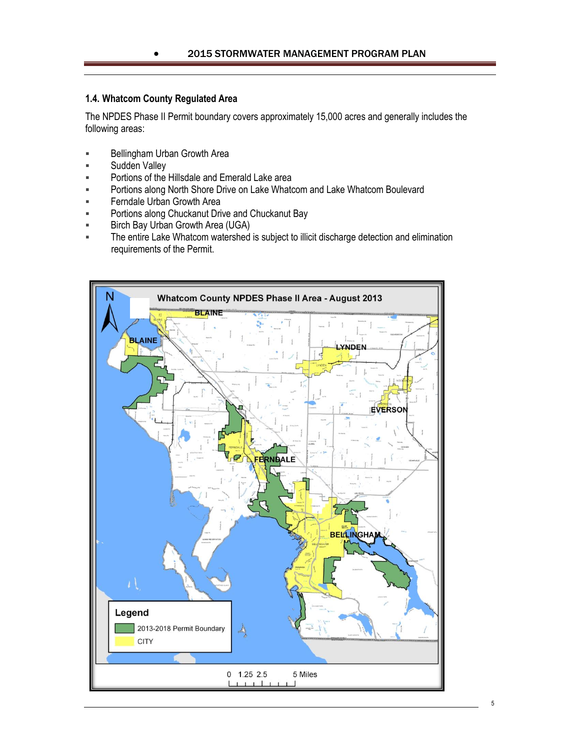## 1.4. Whatcom County Regulated Area

The NPDES Phase II Permit boundary covers approximately 15,000 acres and generally includes the following areas:

- Bellingham Urban Growth Area
- Sudden Valley
- Portions of the Hillsdale and Emerald Lake area
- Portions along North Shore Drive on Lake Whatcom and Lake Whatcom Boulevard
- Ferndale Urban Growth Area
- Portions along Chuckanut Drive and Chuckanut Bay
- Birch Bay Urban Growth Area (UGA)
- The entire Lake Whatcom watershed is subject to illicit discharge detection and elimination requirements of the Permit.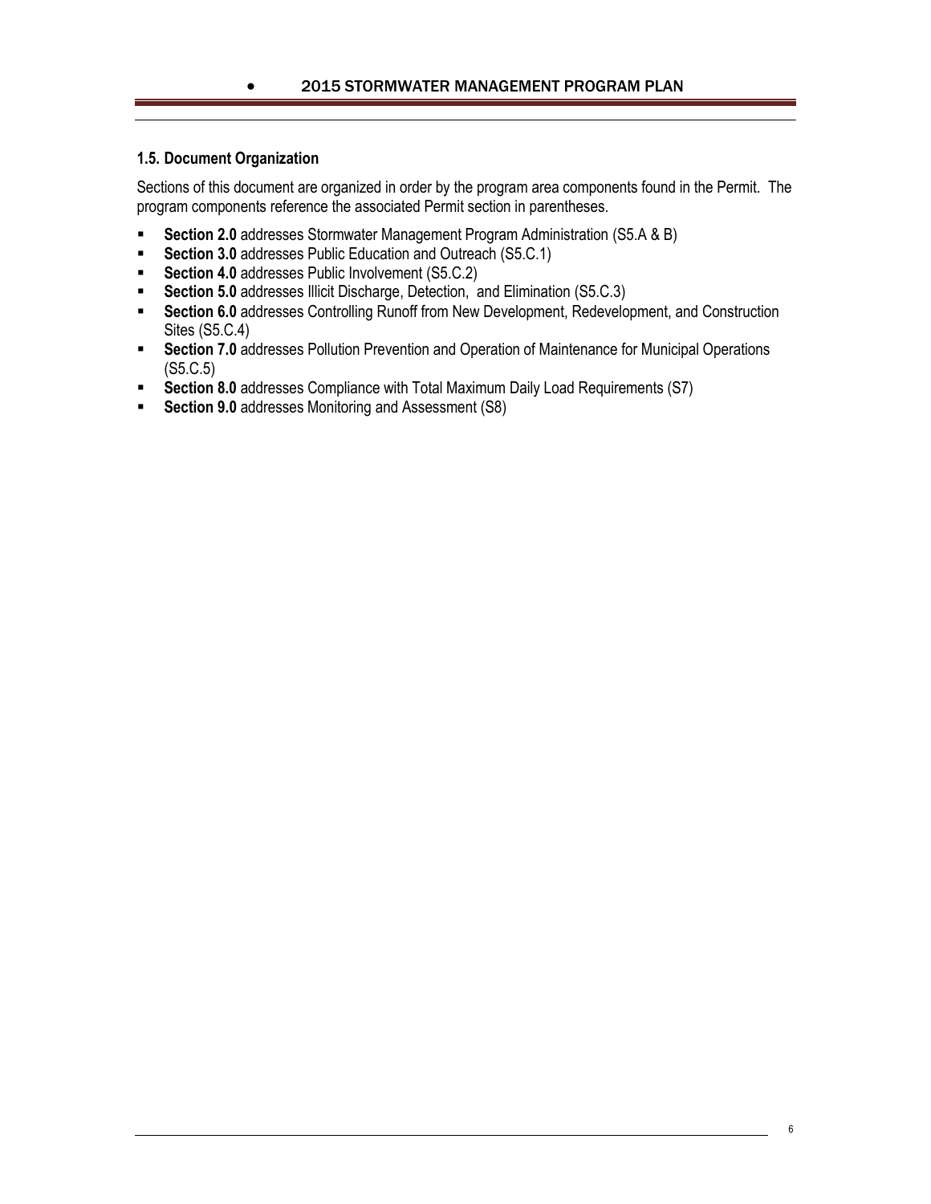## 1.5. Document Organization

Sections of this document are organized in order by the program area components found in the Permit. The program components reference the associated Permit section in parentheses.

- **Section 2.0** addresses Stormwater Management Program Administration (S5.A & B)
- **Section 3.0** addresses Public Education and Outreach (S5.C.1)
- **Section 4.0** addresses Public Involvement (S5.C.2)
- **Section 5.0** addresses Illicit Discharge, Detection, and Elimination (S5.C.3)
- **Section 6.0** addresses Controlling Runoff from New Development, Redevelopment, and Construction Sites (S5.C.4)
- **Section 7.0** addresses Pollution Prevention and Operation of Maintenance for Municipal Operations (S5.C.5)
- **Section 8.0** addresses Compliance with Total Maximum Daily Load Requirements (S7)
- **Section 9.0** addresses Monitoring and Assessment (S8)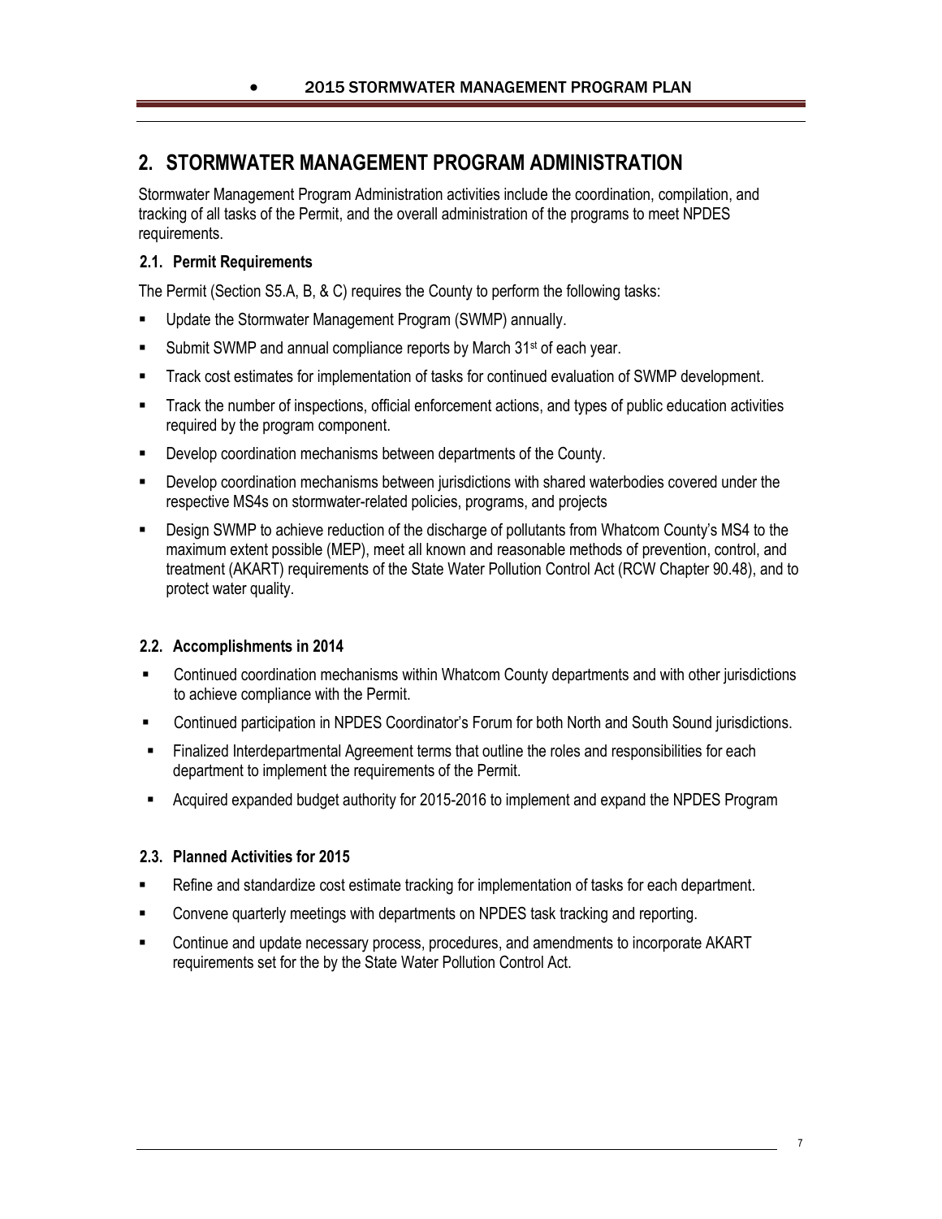# 2. STORMWATER MANAGEMENT PROGRAM ADMINISTRATION

Stormwater Management Program Administration activities include the coordination, compilation, and tracking of all tasks of the Permit, and the overall administration of the programs to meet NPDES requirements.

## 2.1. Permit Requirements

The Permit (Section S5.A, B, & C) requires the County to perform the following tasks:

- Update the Stormwater Management Program (SWMP) annually.
- Submit SWMP and annual compliance reports by March 31st of each year.
- Track cost estimates for implementation of tasks for continued evaluation of SWMP development.
- Track the number of inspections, official enforcement actions, and types of public education activities required by the program component.
- Develop coordination mechanisms between departments of the County.
- Develop coordination mechanisms between jurisdictions with shared waterbodies covered under the respective MS4s on stormwater-related policies, programs, and projects
- Design SWMP to achieve reduction of the discharge of pollutants from Whatcom County's MS4 to the maximum extent possible (MEP), meet all known and reasonable methods of prevention, control, and treatment (AKART) requirements of the State Water Pollution Control Act (RCW Chapter 90.48), and to protect water quality.

## 2.2. Accomplishments in 2014

- Continued coordination mechanisms within Whatcom County departments and with other jurisdictions to achieve compliance with the Permit.
- Continued participation in NPDES Coordinator's Forum for both North and South Sound jurisdictions.
- Finalized Interdepartmental Agreement terms that outline the roles and responsibilities for each department to implement the requirements of the Permit.
- Acquired expanded budget authority for 2015-2016 to implement and expand the NPDES Program

## 2.3. Planned Activities for 2015

- Refine and standardize cost estimate tracking for implementation of tasks for each department.
- Convene quarterly meetings with departments on NPDES task tracking and reporting.
- Continue and update necessary process, procedures, and amendments to incorporate AKART requirements set for the by the State Water Pollution Control Act.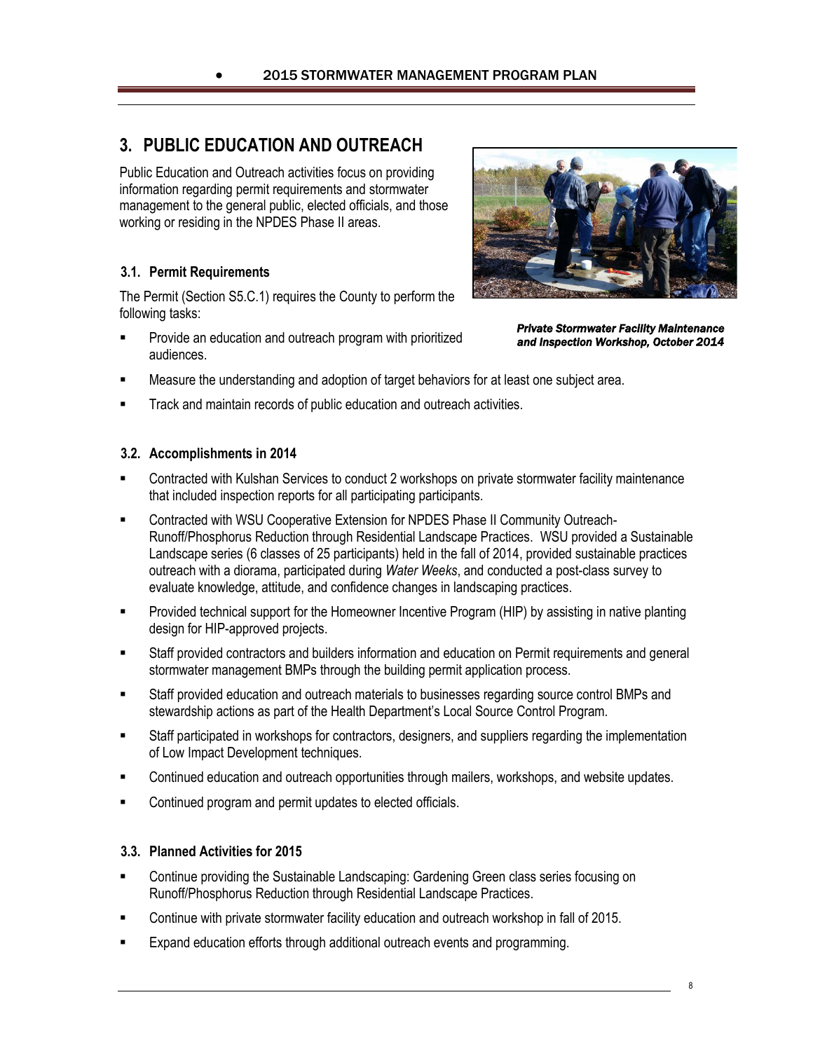# 3. PUBLIC EDUCATION AND OUTREACH

Public Education and Outreach activities focus on providing information regarding permit requirements and stormwater management to the general public, elected officials, and those working or residing in the NPDES Phase II areas.

***Private Stormwater Facility Maintenance and Inspection Workshop, October 2014***

## 3.1. Permit Requirements

The Permit (Section S5.C.1) requires the County to perform the following tasks:

- Provide an education and outreach program with prioritized audiences.
- Measure the understanding and adoption of target behaviors for at least one subject area.
- Track and maintain records of public education and outreach activities.

## 3.2. Accomplishments in 2014

- Contracted with Kulshan Services to conduct 2 workshops on private stormwater facility maintenance that included inspection reports for all participating participants.
- Contracted with WSU Cooperative Extension for NPDES Phase II Community Outreach-Runoff/Phosphorus Reduction through Residential Landscape Practices. WSU provided a Sustainable Landscape series (6 classes of 25 participants) held in the fall of 2014, provided sustainable practices outreach with a diorama, participated during *Water Weeks*, and conducted a post-class survey to evaluate knowledge, attitude, and confidence changes in landscaping practices.
- Provided technical support for the Homeowner Incentive Program (HIP) by assisting in native planting design for HIP-approved projects.
- Staff provided contractors and builders information and education on Permit requirements and general stormwater management BMPs through the building permit application process.
- Staff provided education and outreach materials to businesses regarding source control BMPs and stewardship actions as part of the Health Department's Local Source Control Program.
- Staff participated in workshops for contractors, designers, and suppliers regarding the implementation of Low Impact Development techniques.
- Continued education and outreach opportunities through mailers, workshops, and website updates.
- Continued program and permit updates to elected officials.

## 3.3. Planned Activities for 2015

- Continue providing the Sustainable Landscaping: Gardening Green class series focusing on Runoff/Phosphorus Reduction through Residential Landscape Practices.
- Continue with private stormwater facility education and outreach workshop in fall of 2015.
- Expand education efforts through additional outreach events and programming.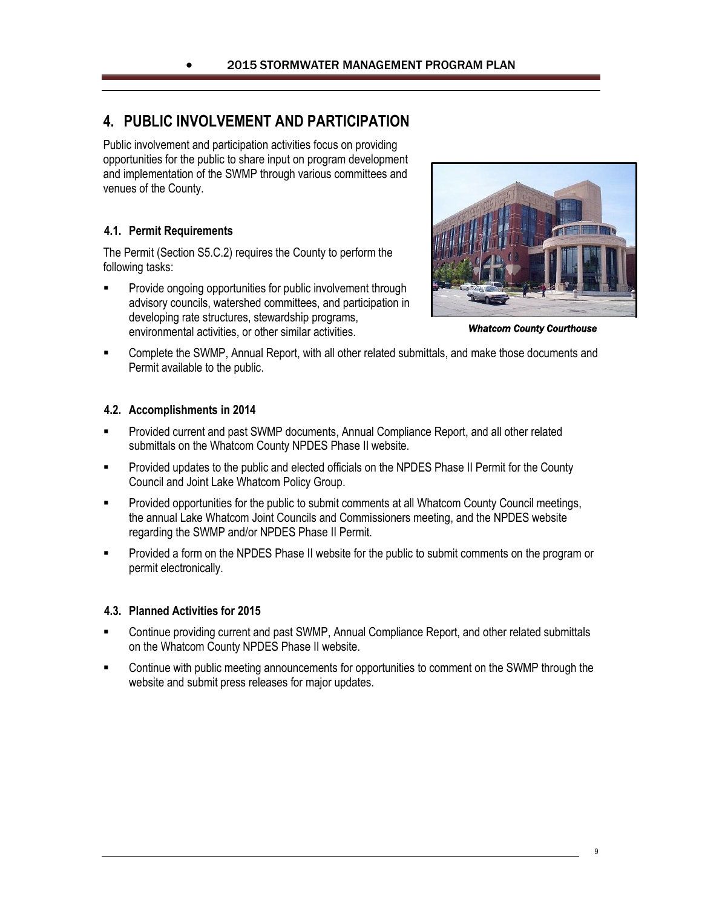# 4. PUBLIC INVOLVEMENT AND PARTICIPATION

Public involvement and participation activities focus on providing opportunities for the public to share input on program development and implementation of the SWMP through various committees and venues of the County.

***Whatcom County Courthouse***

## 4.1. Permit Requirements

The Permit (Section S5.C.2) requires the County to perform the following tasks:

- Provide ongoing opportunities for public involvement through advisory councils, watershed committees, and participation in developing rate structures, stewardship programs, environmental activities, or other similar activities.
- Complete the SWMP, Annual Report, with all other related submittals, and make those documents and Permit available to the public.

## 4.2. Accomplishments in 2014

- Provided current and past SWMP documents, Annual Compliance Report, and all other related submittals on the Whatcom County NPDES Phase II website.
- Provided updates to the public and elected officials on the NPDES Phase II Permit for the County Council and Joint Lake Whatcom Policy Group.
- Provided opportunities for the public to submit comments at all Whatcom County Council meetings, the annual Lake Whatcom Joint Councils and Commissioners meeting, and the NPDES website regarding the SWMP and/or NPDES Phase II Permit.
- Provided a form on the NPDES Phase II website for the public to submit comments on the program or permit electronically.

## 4.3. Planned Activities for 2015

- Continue providing current and past SWMP, Annual Compliance Report, and other related submittals on the Whatcom County NPDES Phase II website.
- Continue with public meeting announcements for opportunities to comment on the SWMP through the website and submit press releases for major updates.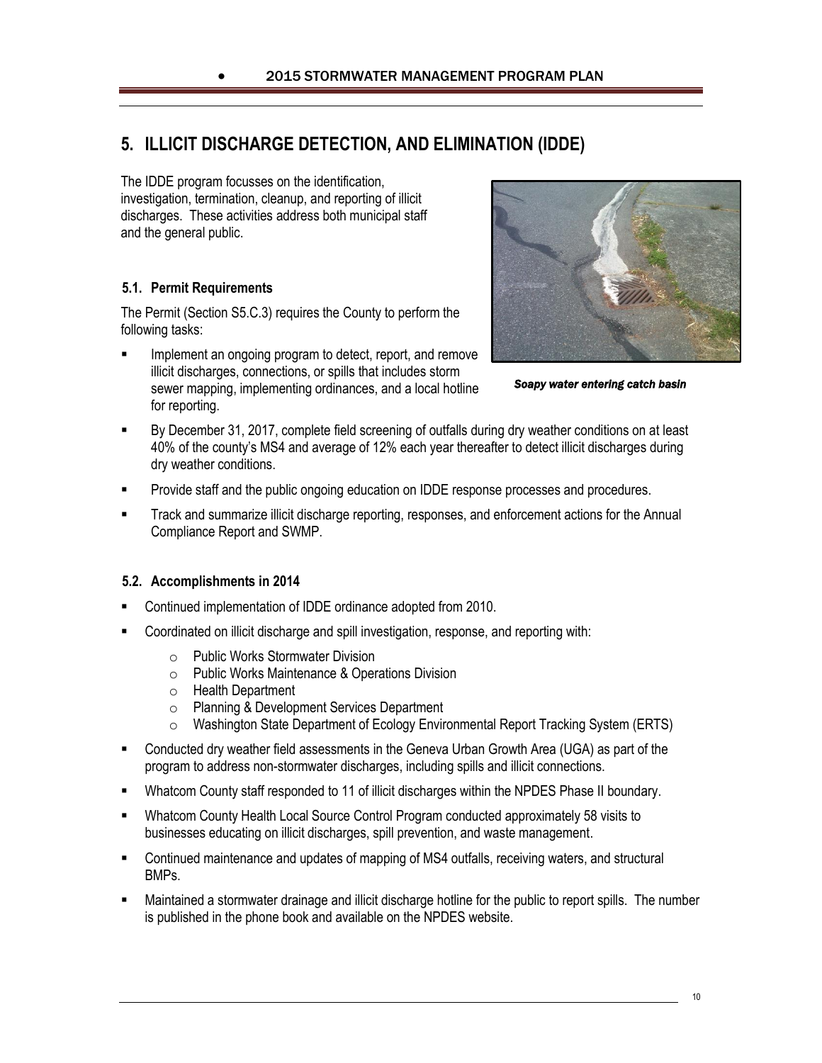# 5. ILLICIT DISCHARGE DETECTION, AND ELIMINATION (IDDE)

The IDDE program focusses on the identification, investigation, termination, cleanup, and reporting of illicit discharges. These activities address both municipal staff and the general public.

*Soapy water entering catch basin*

## 5.1. Permit Requirements

The Permit (Section S5.C.3) requires the County to perform the following tasks:

- Implement an ongoing program to detect, report, and remove illicit discharges, connections, or spills that includes storm sewer mapping, implementing ordinances, and a local hotline for reporting.
- By December 31, 2017, complete field screening of outfalls during dry weather conditions on at least 40% of the county's MS4 and average of 12% each year thereafter to detect illicit discharges during dry weather conditions.
- Provide staff and the public ongoing education on IDDE response processes and procedures.
- Track and summarize illicit discharge reporting, responses, and enforcement actions for the Annual Compliance Report and SWMP.

## 5.2. Accomplishments in 2014

- Continued implementation of IDDE ordinance adopted from 2010.
- Coordinated on illicit discharge and spill investigation, response, and reporting with:
  - Public Works Stormwater Division
  - Public Works Maintenance & Operations Division
  - Health Department
  - Planning & Development Services Department
  - Washington State Department of Ecology Environmental Report Tracking System (ERTS)
- Conducted dry weather field assessments in the Geneva Urban Growth Area (UGA) as part of the program to address non-stormwater discharges, including spills and illicit connections.
- Whatcom County staff responded to 11 of illicit discharges within the NPDES Phase II boundary.
- Whatcom County Health Local Source Control Program conducted approximately 58 visits to businesses educating on illicit discharges, spill prevention, and waste management.
- Continued maintenance and updates of mapping of MS4 outfalls, receiving waters, and structural BMPs.
- Maintained a stormwater drainage and illicit discharge hotline for the public to report spills. The number is published in the phone book and available on the NPDES website.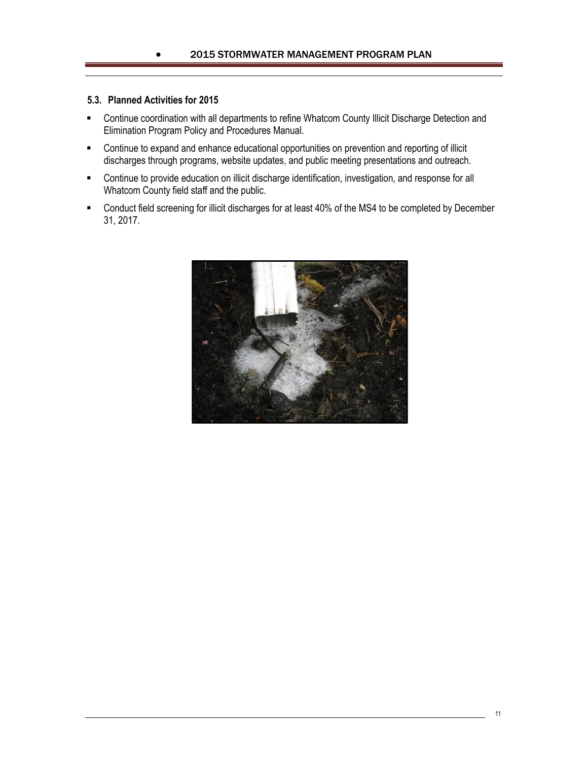### 5.3. Planned Activities for 2015

- Continue coordination with all departments to refine Whatcom County Illicit Discharge Detection and Elimination Program Policy and Procedures Manual.
- Continue to expand and enhance educational opportunities on prevention and reporting of illicit discharges through programs, website updates, and public meeting presentations and outreach.
- Continue to provide education on illicit discharge identification, investigation, and response for all Whatcom County field staff and the public.
- Conduct field screening for illicit discharges for at least 40% of the MS4 to be completed by December 31, 2017.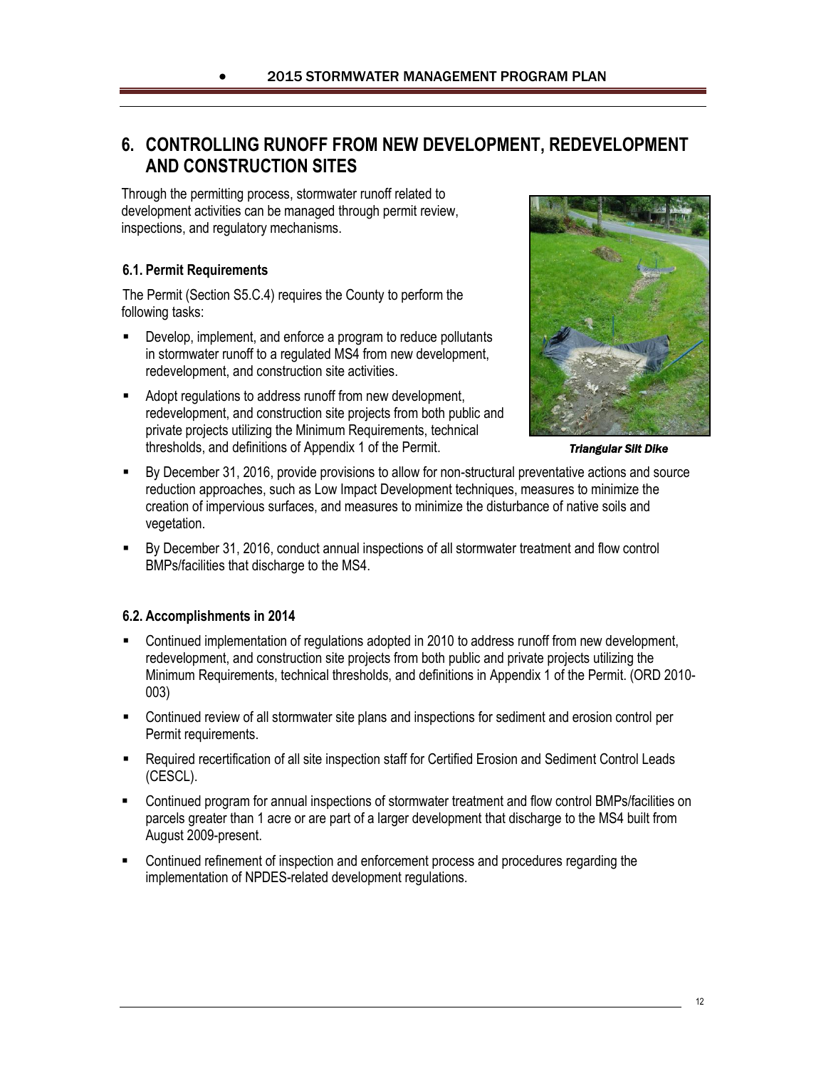# 6. CONTROLLING RUNOFF FROM NEW DEVELOPMENT, REDEVELOPMENT AND CONSTRUCTION SITES

Through the permitting process, stormwater runoff related to development activities can be managed through permit review, inspections, and regulatory mechanisms.

## 6.1. Permit Requirements

The Permit (Section S5.C.4) requires the County to perform the following tasks:

- Develop, implement, and enforce a program to reduce pollutants in stormwater runoff to a regulated MS4 from new development, redevelopment, and construction site activities.
- Adopt regulations to address runoff from new development, redevelopment, and construction site projects from both public and private projects utilizing the Minimum Requirements, technical thresholds, and definitions of Appendix 1 of the Permit.
- By December 31, 2016, provide provisions to allow for non-structural preventative actions and source reduction approaches, such as Low Impact Development techniques, measures to minimize the creation of impervious surfaces, and measures to minimize the disturbance of native soils and vegetation.
- By December 31, 2016, conduct annual inspections of all stormwater treatment and flow control BMPs/facilities that discharge to the MS4.

*Triangular Silt Dike*

## 6.2. Accomplishments in 2014

- Continued implementation of regulations adopted in 2010 to address runoff from new development, redevelopment, and construction site projects from both public and private projects utilizing the Minimum Requirements, technical thresholds, and definitions in Appendix 1 of the Permit. (ORD 2010-003)
- Continued review of all stormwater site plans and inspections for sediment and erosion control per Permit requirements.
- Required recertification of all site inspection staff for Certified Erosion and Sediment Control Leads (CESCL).
- Continued program for annual inspections of stormwater treatment and flow control BMPs/facilities on parcels greater than 1 acre or are part of a larger development that discharge to the MS4 built from August 2009-present.
- Continued refinement of inspection and enforcement process and procedures regarding the implementation of NPDES-related development regulations.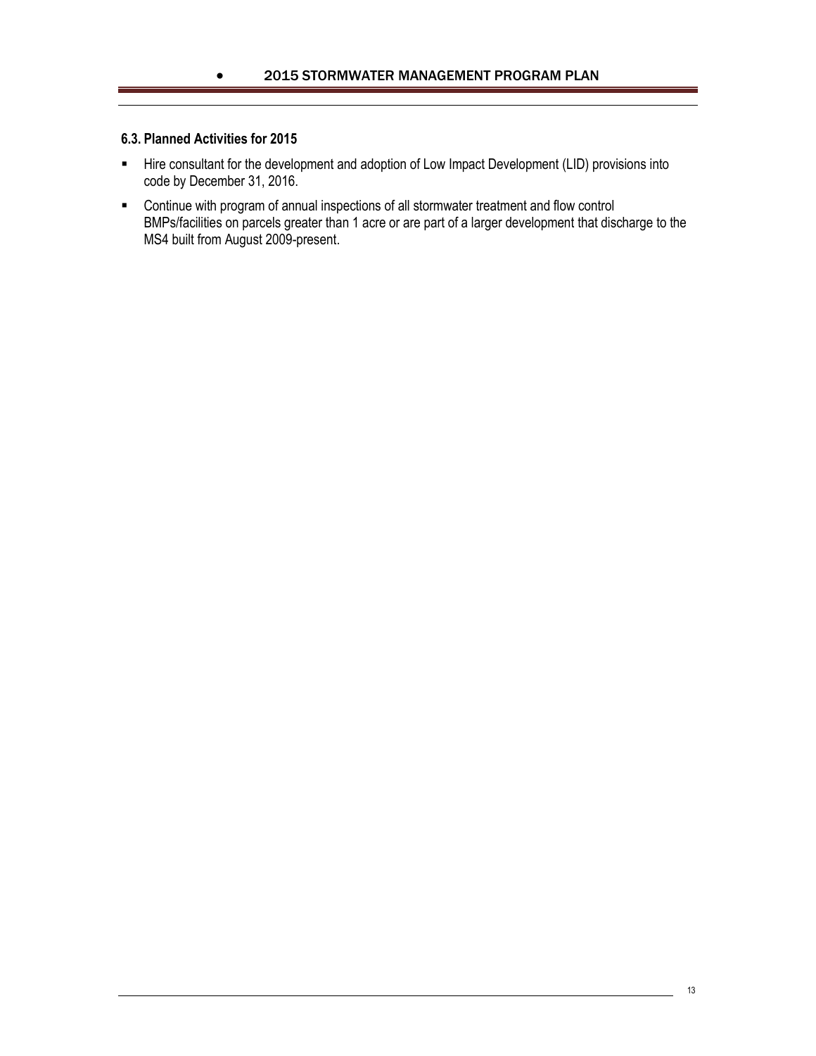### 6.3. Planned Activities for 2015

- Hire consultant for the development and adoption of Low Impact Development (LID) provisions into code by December 31, 2016.
- Continue with program of annual inspections of all stormwater treatment and flow control BMPs/facilities on parcels greater than 1 acre or are part of a larger development that discharge to the MS4 built from August 2009-present.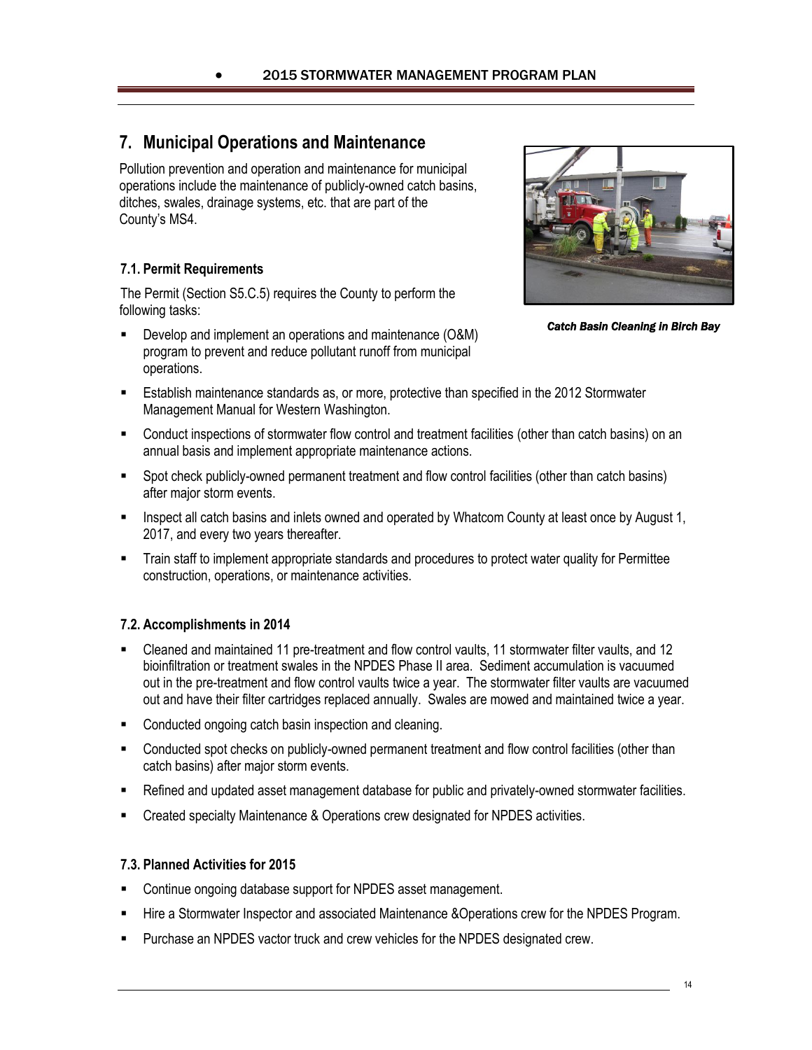## 7. Municipal Operations and Maintenance

Pollution prevention and operation and maintenance for municipal operations include the maintenance of publicly-owned catch basins, ditches, swales, drainage systems, etc. that are part of the County's MS4.

*Catch Basin Cleaning in Birch Bay*

### 7.1. Permit Requirements

The Permit (Section S5.C.5) requires the County to perform the following tasks:

- Develop and implement an operations and maintenance (O&M) program to prevent and reduce pollutant runoff from municipal operations.
- Establish maintenance standards as, or more, protective than specified in the 2012 Stormwater Management Manual for Western Washington.
- Conduct inspections of stormwater flow control and treatment facilities (other than catch basins) on an annual basis and implement appropriate maintenance actions.
- Spot check publicly-owned permanent treatment and flow control facilities (other than catch basins) after major storm events.
- Inspect all catch basins and inlets owned and operated by Whatcom County at least once by August 1, 2017, and every two years thereafter.
- Train staff to implement appropriate standards and procedures to protect water quality for Permittee construction, operations, or maintenance activities.

### 7.2. Accomplishments in 2014

- Cleaned and maintained 11 pre-treatment and flow control vaults, 11 stormwater filter vaults, and 12 bioinfiltration or treatment swales in the NPDES Phase II area. Sediment accumulation is vacuumed out in the pre-treatment and flow control vaults twice a year. The stormwater filter vaults are vacuumed out and have their filter cartridges replaced annually. Swales are mowed and maintained twice a year.
- Conducted ongoing catch basin inspection and cleaning.
- Conducted spot checks on publicly-owned permanent treatment and flow control facilities (other than catch basins) after major storm events.
- Refined and updated asset management database for public and privately-owned stormwater facilities.
- Created specialty Maintenance & Operations crew designated for NPDES activities.

### 7.3. Planned Activities for 2015

- Continue ongoing database support for NPDES asset management.
- Hire a Stormwater Inspector and associated Maintenance &Operations crew for the NPDES Program.
- Purchase an NPDES vactor truck and crew vehicles for the NPDES designated crew.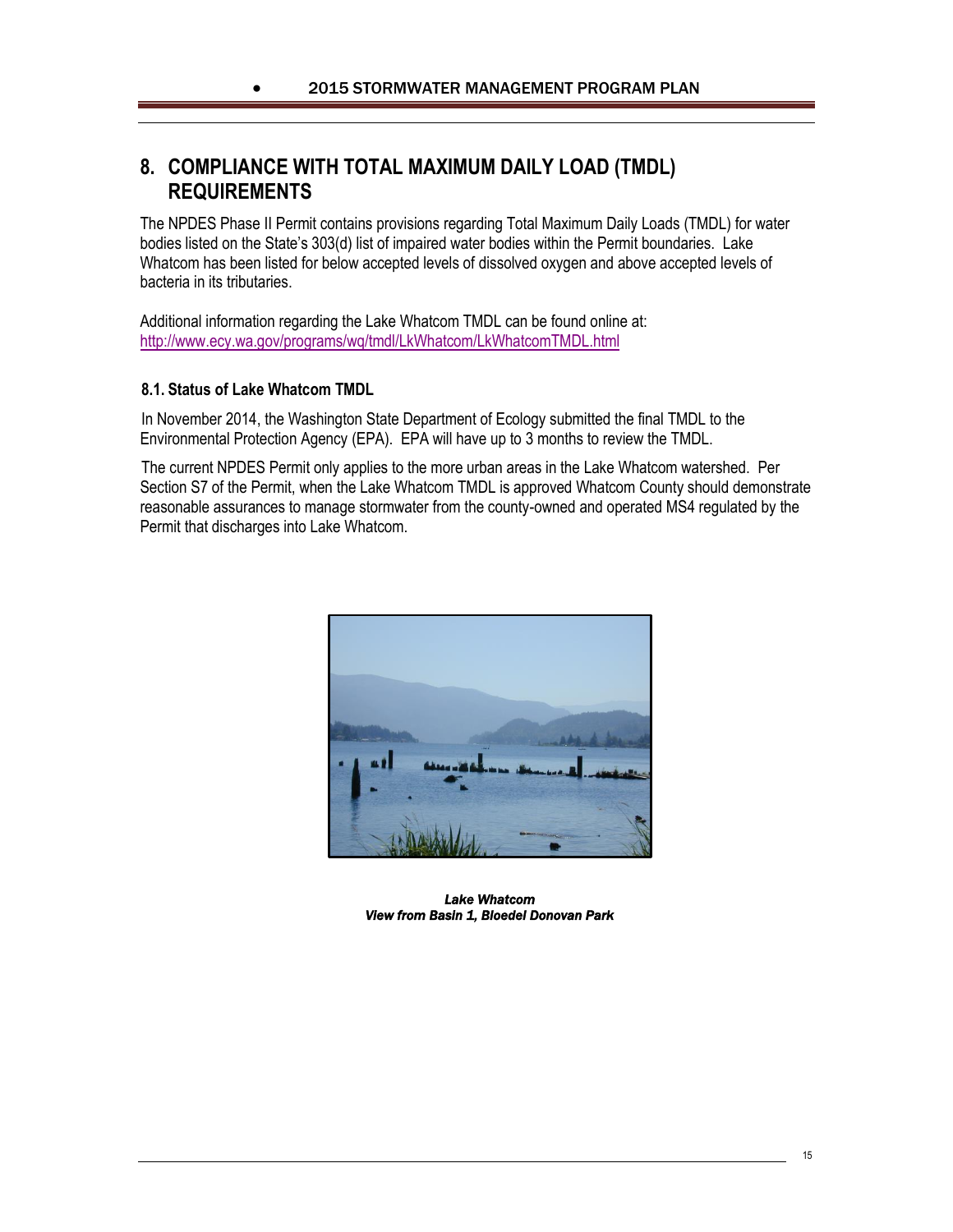# 8. COMPLIANCE WITH TOTAL MAXIMUM DAILY LOAD (TMDL) REQUIREMENTS

The NPDES Phase II Permit contains provisions regarding Total Maximum Daily Loads (TMDL) for water bodies listed on the State's 303(d) list of impaired water bodies within the Permit boundaries. Lake Whatcom has been listed for below accepted levels of dissolved oxygen and above accepted levels of bacteria in its tributaries.

Additional information regarding the Lake Whatcom TMDL can be found online at: http://www.ecy.wa.gov/programs/wq/tmdl/LkWhatcom/LkWhatcomTMDL.html

## 8.1. Status of Lake Whatcom TMDL

In November 2014, the Washington State Department of Ecology submitted the final TMDL to the Environmental Protection Agency (EPA). EPA will have up to 3 months to review the TMDL.

The current NPDES Permit only applies to the more urban areas in the Lake Whatcom watershed. Per Section S7 of the Permit, when the Lake Whatcom TMDL is approved Whatcom County should demonstrate reasonable assurances to manage stormwater from the county-owned and operated MS4 regulated by the Permit that discharges into Lake Whatcom.

***Lake Whatcom***
***View from Basin 1, Bloedel Donovan Park***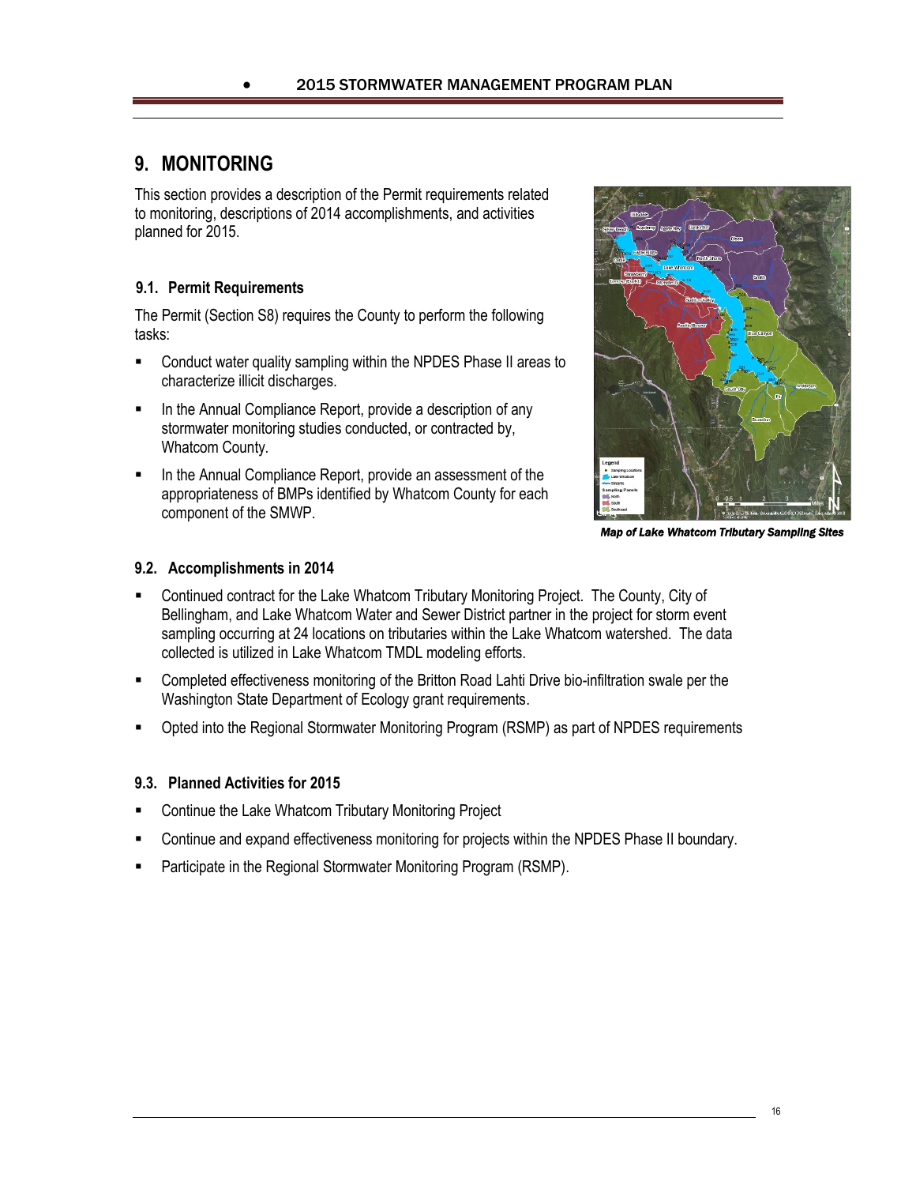## 9. MONITORING

This section provides a description of the Permit requirements related to monitoring, descriptions of 2014 accomplishments, and activities planned for 2015.

### 9.1. Permit Requirements

The Permit (Section S8) requires the County to perform the following tasks:

- Conduct water quality sampling within the NPDES Phase II areas to characterize illicit discharges.
- In the Annual Compliance Report, provide a description of any stormwater monitoring studies conducted, or contracted by, Whatcom County.
- In the Annual Compliance Report, provide an assessment of the appropriateness of BMPs identified by Whatcom County for each component of the SMWP.

*Map of Lake Whatcom Tributary Sampling Sites*

### 9.2. Accomplishments in 2014

- Continued contract for the Lake Whatcom Tributary Monitoring Project. The County, City of Bellingham, and Lake Whatcom Water and Sewer District partner in the project for storm event sampling occurring at 24 locations on tributaries within the Lake Whatcom watershed. The data collected is utilized in Lake Whatcom TMDL modeling efforts.
- Completed effectiveness monitoring of the Britton Road Lahti Drive bio-infiltration swale per the Washington State Department of Ecology grant requirements.
- Opted into the Regional Stormwater Monitoring Program (RSMP) as part of NPDES requirements

### 9.3. Planned Activities for 2015

- Continue the Lake Whatcom Tributary Monitoring Project
- Continue and expand effectiveness monitoring for projects within the NPDES Phase II boundary.
- Participate in the Regional Stormwater Monitoring Program (RSMP).